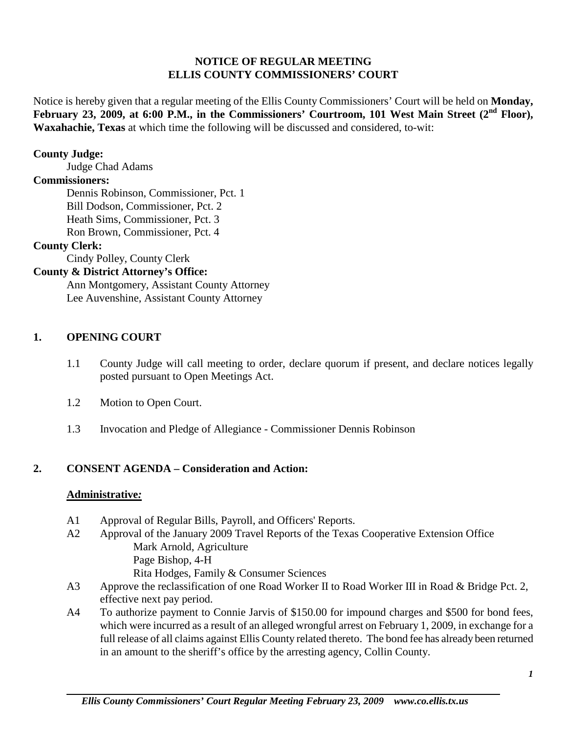# NOTICE OF REGULAR MEETING
# ELLIS COUNTY COMMISSIONERS' COURT

Notice is hereby given that a regular meeting of the Ellis County Commissioners' Court will be held on **Monday, February 23, 2009, at 6:00 P.M., in the Commissioners' Courtroom, 101 West Main Street (2nd Floor), Waxahachie, Texas** at which time the following will be discussed and considered, to-wit:

**County Judge:**
Judge Chad Adams

**Commissioners:**
Dennis Robinson, Commissioner, Pct. 1
Bill Dodson, Commissioner, Pct. 2
Heath Sims, Commissioner, Pct. 3
Ron Brown, Commissioner, Pct. 4

**County Clerk:**
Cindy Polley, County Clerk

**County & District Attorney's Office:**
Ann Montgomery, Assistant County Attorney
Lee Auvenshine, Assistant County Attorney

## 1. OPENING COURT

1.1 County Judge will call meeting to order, declare quorum if present, and declare notices legally posted pursuant to Open Meetings Act.

1.2 Motion to Open Court.

1.3 Invocation and Pledge of Allegiance - Commissioner Dennis Robinson

## 2. CONSENT AGENDA – Consideration and Action:

### Administrative:

A1 Approval of Regular Bills, Payroll, and Officers' Reports.

A2 Approval of the January 2009 Travel Reports of the Texas Cooperative Extension Office
- Mark Arnold, Agriculture
- Page Bishop, 4-H
- Rita Hodges, Family & Consumer Sciences

A3 Approve the reclassification of one Road Worker II to Road Worker III in Road & Bridge Pct. 2, effective next pay period.

A4 To authorize payment to Connie Jarvis of $150.00 for impound charges and $500 for bond fees, which were incurred as a result of an alleged wrongful arrest on February 1, 2009, in exchange for a full release of all claims against Ellis County related thereto. The bond fee has already been returned in an amount to the sheriff's office by the arresting agency, Collin County.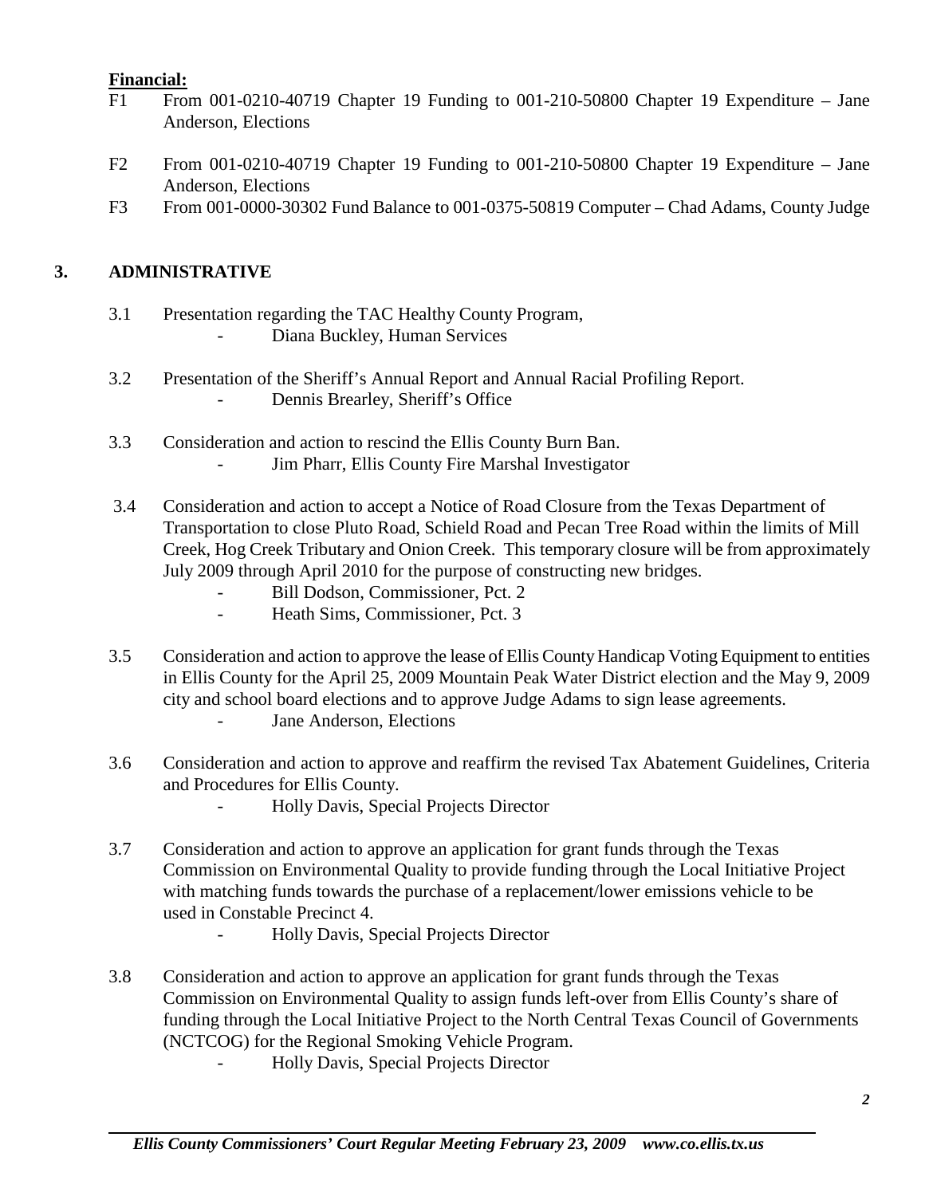**Financial:**

F1 From 001-0210-40719 Chapter 19 Funding to 001-210-50800 Chapter 19 Expenditure – Jane Anderson, Elections

F2 From 001-0210-40719 Chapter 19 Funding to 001-210-50800 Chapter 19 Expenditure – Jane Anderson, Elections

F3 From 001-0000-30302 Fund Balance to 001-0375-50819 Computer – Chad Adams, County Judge

## 3. ADMINISTRATIVE

3.1 Presentation regarding the TAC Healthy County Program,
- Diana Buckley, Human Services

3.2 Presentation of the Sheriff's Annual Report and Annual Racial Profiling Report.
- Dennis Brearley, Sheriff's Office

3.3 Consideration and action to rescind the Ellis County Burn Ban.
- Jim Pharr, Ellis County Fire Marshal Investigator

3.4 Consideration and action to accept a Notice of Road Closure from the Texas Department of Transportation to close Pluto Road, Schield Road and Pecan Tree Road within the limits of Mill Creek, Hog Creek Tributary and Onion Creek. This temporary closure will be from approximately July 2009 through April 2010 for the purpose of constructing new bridges.
- Bill Dodson, Commissioner, Pct. 2
- Heath Sims, Commissioner, Pct. 3

3.5 Consideration and action to approve the lease of Ellis County Handicap Voting Equipment to entities in Ellis County for the April 25, 2009 Mountain Peak Water District election and the May 9, 2009 city and school board elections and to approve Judge Adams to sign lease agreements.
- Jane Anderson, Elections

3.6 Consideration and action to approve and reaffirm the revised Tax Abatement Guidelines, Criteria and Procedures for Ellis County.
- Holly Davis, Special Projects Director

3.7 Consideration and action to approve an application for grant funds through the Texas Commission on Environmental Quality to provide funding through the Local Initiative Project with matching funds towards the purchase of a replacement/lower emissions vehicle to be used in Constable Precinct 4.
- Holly Davis, Special Projects Director

3.8 Consideration and action to approve an application for grant funds through the Texas Commission on Environmental Quality to assign funds left-over from Ellis County's share of funding through the Local Initiative Project to the North Central Texas Council of Governments (NCTCOG) for the Regional Smoking Vehicle Program.
- Holly Davis, Special Projects Director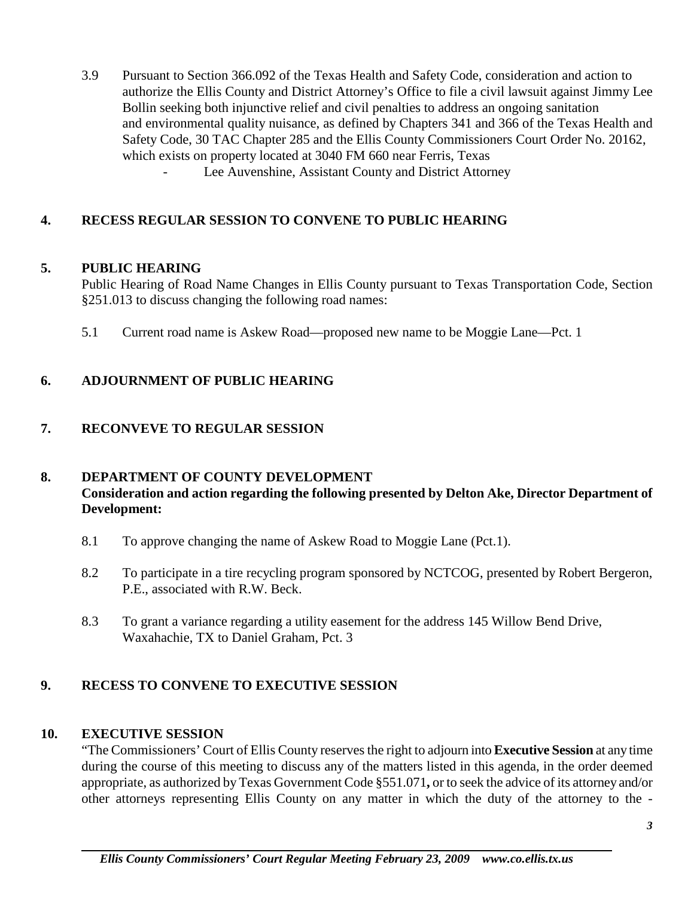3.9 Pursuant to Section 366.092 of the Texas Health and Safety Code, consideration and action to authorize the Ellis County and District Attorney's Office to file a civil lawsuit against Jimmy Lee Bollin seeking both injunctive relief and civil penalties to address an ongoing sanitation and environmental quality nuisance, as defined by Chapters 341 and 366 of the Texas Health and Safety Code, 30 TAC Chapter 285 and the Ellis County Commissioners Court Order No. 20162, which exists on property located at 3040 FM 660 near Ferris, Texas

- Lee Auvenshine, Assistant County and District Attorney

## 4. RECESS REGULAR SESSION TO CONVENE TO PUBLIC HEARING

## 5. PUBLIC HEARING

Public Hearing of Road Name Changes in Ellis County pursuant to Texas Transportation Code, Section §251.013 to discuss changing the following road names:

5.1 Current road name is Askew Road—proposed new name to be Moggie Lane—Pct. 1

## 6. ADJOURNMENT OF PUBLIC HEARING

## 7. RECONVEVE TO REGULAR SESSION

## 8. DEPARTMENT OF COUNTY DEVELOPMENT

**Consideration and action regarding the following presented by Delton Ake, Director Department of Development:**

8.1 To approve changing the name of Askew Road to Moggie Lane (Pct.1).

8.2 To participate in a tire recycling program sponsored by NCTCOG, presented by Robert Bergeron, P.E., associated with R.W. Beck.

8.3 To grant a variance regarding a utility easement for the address 145 Willow Bend Drive, Waxahachie, TX to Daniel Graham, Pct. 3

## 9. RECESS TO CONVENE TO EXECUTIVE SESSION

## 10. EXECUTIVE SESSION

"The Commissioners' Court of Ellis County reserves the right to adjourn into **Executive Session** at any time during the course of this meeting to discuss any of the matters listed in this agenda, in the order deemed appropriate, as authorized by Texas Government Code §551.071**,** or to seek the advice of its attorney and/or other attorneys representing Ellis County on any matter in which the duty of the attorney to the -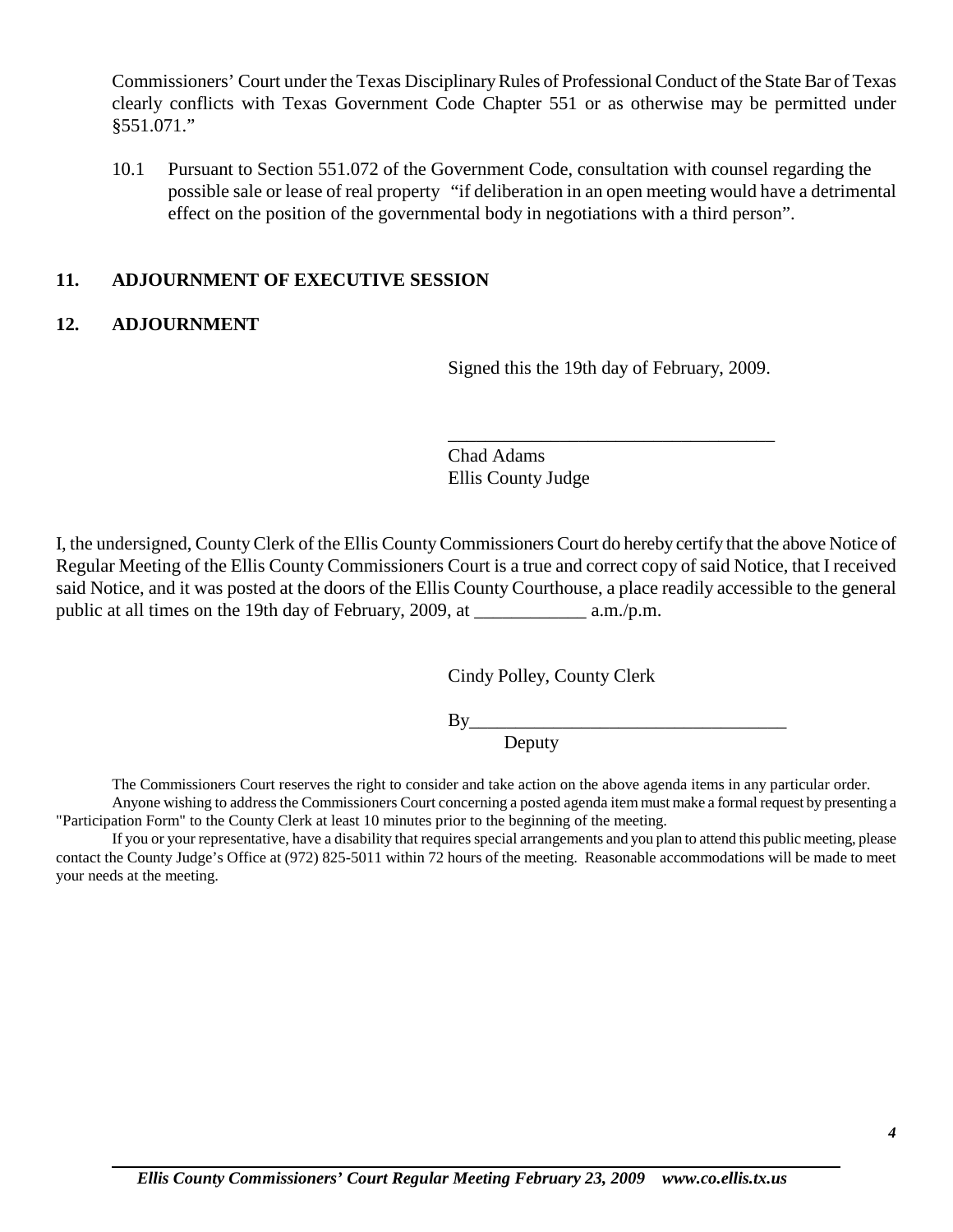Commissioners' Court under the Texas Disciplinary Rules of Professional Conduct of the State Bar of Texas clearly conflicts with Texas Government Code Chapter 551 or as otherwise may be permitted under §551.071."

10.1 Pursuant to Section 551.072 of the Government Code, consultation with counsel regarding the possible sale or lease of real property "if deliberation in an open meeting would have a detrimental effect on the position of the governmental body in negotiations with a third person".

## 11. ADJOURNMENT OF EXECUTIVE SESSION

## 12. ADJOURNMENT

Signed this the 19th day of February, 2009.

\_\_\_\_\_\_\_\_\_\_\_\_\_\_\_\_\_\_\_\_\_\_\_\_\_\_\_\_\_\_\_\_\_\_\_\_

Chad Adams
Ellis County Judge

I, the undersigned, County Clerk of the Ellis County Commissioners Court do hereby certify that the above Notice of Regular Meeting of the Ellis County Commissioners Court is a true and correct copy of said Notice, that I received said Notice, and it was posted at the doors of the Ellis County Courthouse, a place readily accessible to the general public at all times on the 19th day of February, 2009, at \_\_\_\_\_\_\_\_\_\_\_\_ a.m./p.m.

Cindy Polley, County Clerk

By\_\_\_\_\_\_\_\_\_\_\_\_\_\_\_\_\_\_\_\_\_\_\_\_\_\_\_\_\_\_\_\_\_\_

Deputy

The Commissioners Court reserves the right to consider and take action on the above agenda items in any particular order.

Anyone wishing to address the Commissioners Court concerning a posted agenda item must make a formal request by presenting a "Participation Form" to the County Clerk at least 10 minutes prior to the beginning of the meeting.

If you or your representative, have a disability that requires special arrangements and you plan to attend this public meeting, please contact the County Judge's Office at (972) 825-5011 within 72 hours of the meeting. Reasonable accommodations will be made to meet your needs at the meeting.